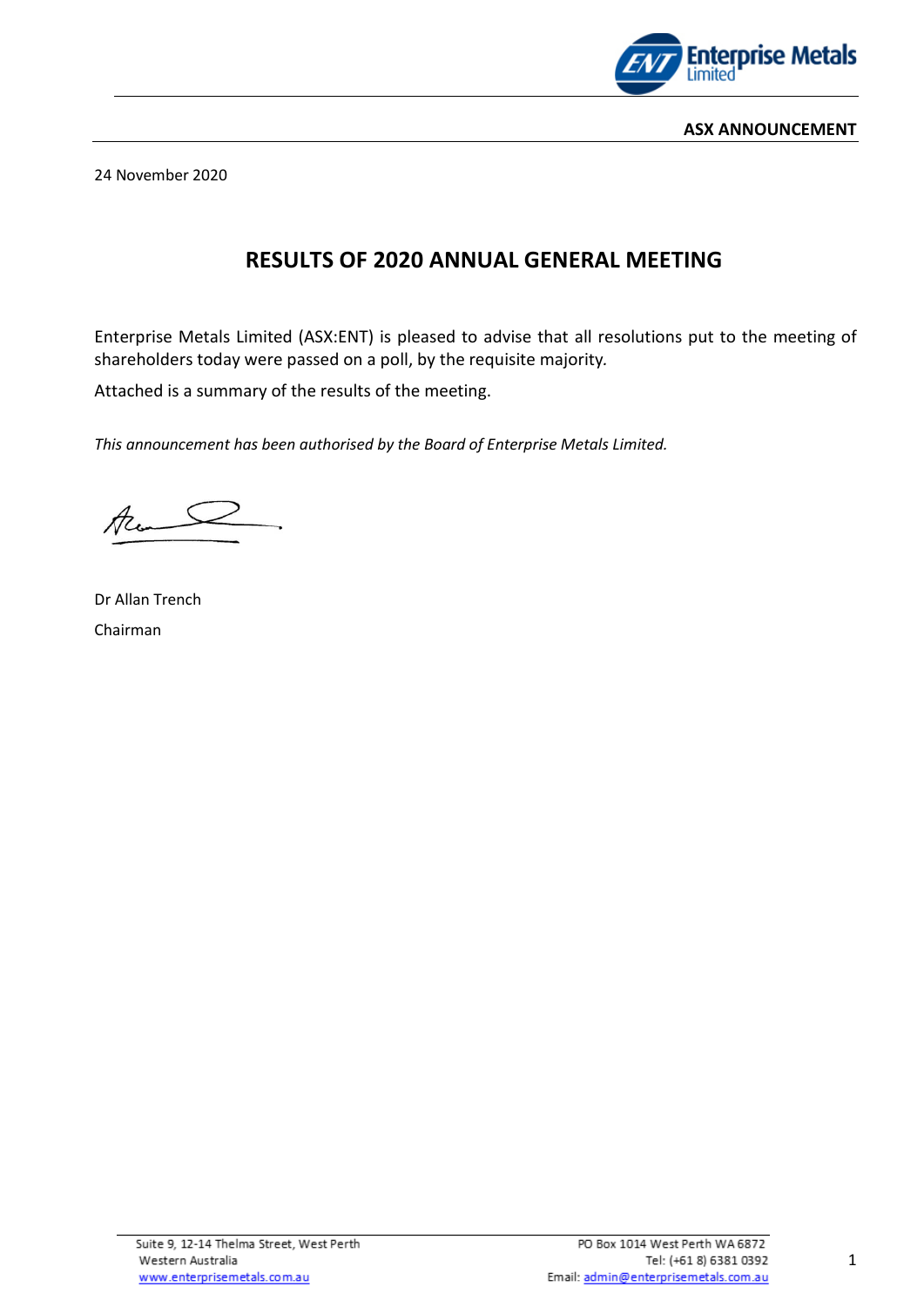**ASX ANNOUNCEMENT**

24 November 2020

# RESULTS OF 2020 ANNUAL GENERAL MEETING

Enterprise Metals Limited (ASX:ENT) is pleased to advise that all resolutions put to the meeting of shareholders today were passed on a poll, by the requisite majority.

Attached is a summary of the results of the meeting.

*This announcement has been authorised by the Board of Enterprise Metals Limited.*

Dr Allan Trench

Chairman

Suite 9, 12-14 Thelma Street, West Perth
Western Australia
www.enterprisemetals.com.au

PO Box 1014 West Perth WA 6872
Tel: (+61 8) 6381 0392
Email: admin@enterprisemetals.com.au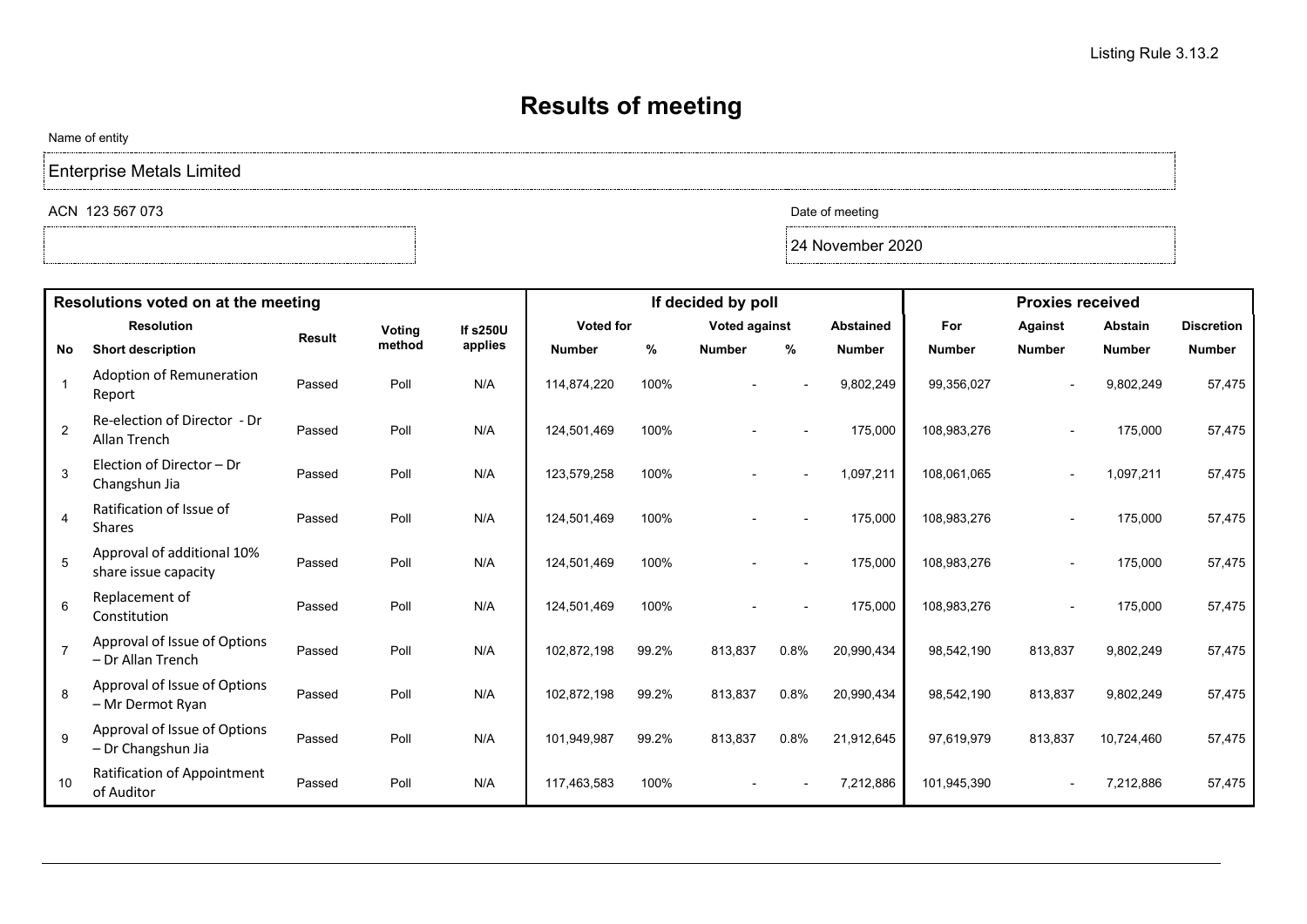Listing Rule 3.13.2

# Results of meeting

Name of entity

Enterprise Metals Limited

ACN 123 567 073

Date of meeting

24 November 2020

| Resolutions voted on at the meeting | | | | | If decided by poll | | | | | Proxies received | | | |
|---|---|---|---|---|---|---|---|---|---|---|---|---|---|
| Resolution | | Result | Voting method | If s250U applies | Voted for | | Voted against | | Abstained | For | Against | Abstain | Discretion |
| No | Short description | | | | Number | % | Number | % | Number | Number | Number | Number | Number |
| 1 | Adoption of Remuneration Report | Passed | Poll | N/A | 114,874,220 | 100% | - | - | 9,802,249 | 99,356,027 | - | 9,802,249 | 57,475 |
| 2 | Re-election of Director - Dr Allan Trench | Passed | Poll | N/A | 124,501,469 | 100% | - | - | 175,000 | 108,983,276 | - | 175,000 | 57,475 |
| 3 | Election of Director – Dr Changshun Jia | Passed | Poll | N/A | 123,579,258 | 100% | - | - | 1,097,211 | 108,061,065 | - | 1,097,211 | 57,475 |
| 4 | Ratification of Issue of Shares | Passed | Poll | N/A | 124,501,469 | 100% | - | - | 175,000 | 108,983,276 | - | 175,000 | 57,475 |
| 5 | Approval of additional 10% share issue capacity | Passed | Poll | N/A | 124,501,469 | 100% | - | - | 175,000 | 108,983,276 | - | 175,000 | 57,475 |
| 6 | Replacement of Constitution | Passed | Poll | N/A | 124,501,469 | 100% | - | - | 175,000 | 108,983,276 | - | 175,000 | 57,475 |
| 7 | Approval of Issue of Options – Dr Allan Trench | Passed | Poll | N/A | 102,872,198 | 99.2% | 813,837 | 0.8% | 20,990,434 | 98,542,190 | 813,837 | 9,802,249 | 57,475 |
| 8 | Approval of Issue of Options – Mr Dermot Ryan | Passed | Poll | N/A | 102,872,198 | 99.2% | 813,837 | 0.8% | 20,990,434 | 98,542,190 | 813,837 | 9,802,249 | 57,475 |
| 9 | Approval of Issue of Options – Dr Changshun Jia | Passed | Poll | N/A | 101,949,987 | 99.2% | 813,837 | 0.8% | 21,912,645 | 97,619,979 | 813,837 | 10,724,460 | 57,475 |
| 10 | Ratification of Appointment of Auditor | Passed | Poll | N/A | 117,463,583 | 100% | - | - | 7,212,886 | 101,945,390 | - | 7,212,886 | 57,475 |